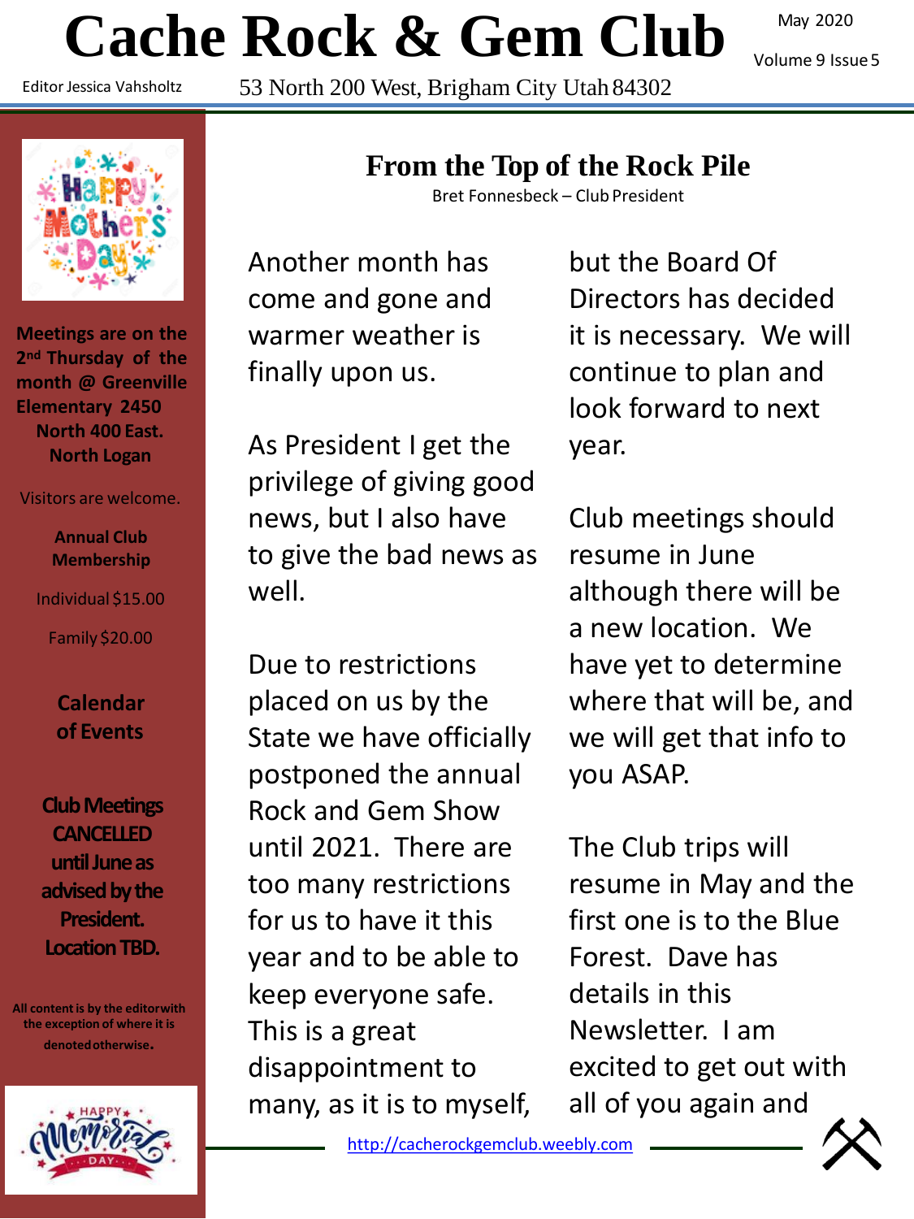# Cache Rock & Gem Club

May 2020

Volume 9 Issue 5

Editor Jessica Vahsholtz

53 North 200 West, Brigham City Utah 84302

**Meetings are on the 2nd Thursday of the month @ Greenville Elementary 2450 North 400 East. North Logan**

Visitors are welcome.

**Annual Club Membership**

Individual $15.00

Family $20.00

**Calendar of Events**

**Club Meetings CANCELLED until June as advised by the President. Location TBD.**

**All content is by the editor with the exception of where it is denoted otherwise.**

## From the Top of the Rock Pile

Bret Fonnesbeck – Club President

Another month has come and gone and warmer weather is finally upon us.

As President I get the privilege of giving good news, but I also have to give the bad news as well.

Due to restrictions placed on us by the State we have officially postponed the annual Rock and Gem Show until 2021. There are too many restrictions for us to have it this year and to be able to keep everyone safe. This is a great disappointment to many, as it is to myself, but the Board Of Directors has decided it is necessary. We will continue to plan and look forward to next year.

Club meetings should resume in June although there will be a new location. We have yet to determine where that will be, and we will get that info to you ASAP.

The Club trips will resume in May and the first one is to the Blue Forest. Dave has details in this Newsletter. I am excited to get out with all of you again and

http://cacherockgemclub.weebly.com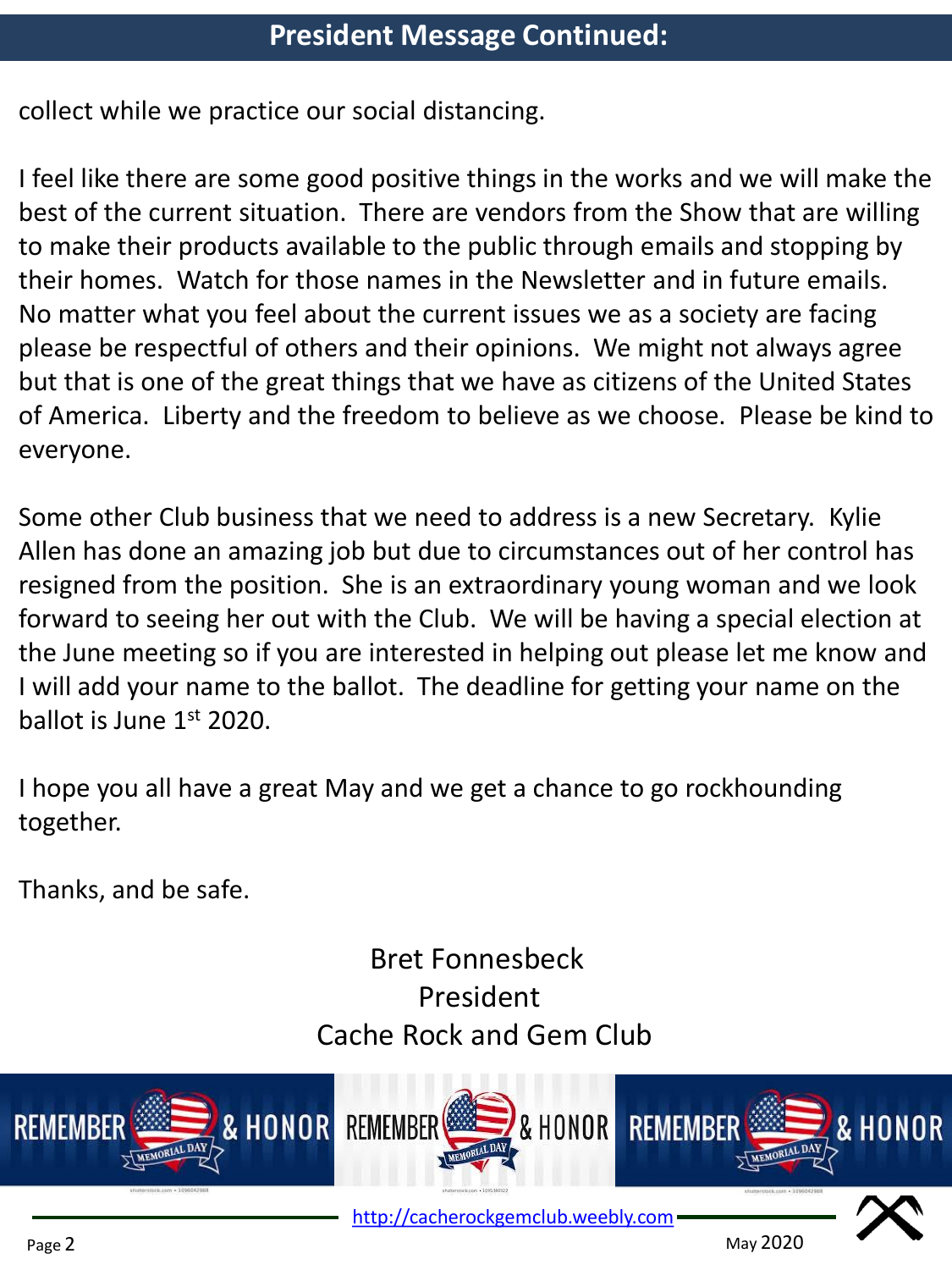## President Message Continued:

collect while we practice our social distancing.

I feel like there are some good positive things in the works and we will make the best of the current situation. There are vendors from the Show that are willing to make their products available to the public through emails and stopping by their homes. Watch for those names in the Newsletter and in future emails. No matter what you feel about the current issues we as a society are facing please be respectful of others and their opinions. We might not always agree but that is one of the great things that we have as citizens of the United States of America. Liberty and the freedom to believe as we choose. Please be kind to everyone.

Some other Club business that we need to address is a new Secretary. Kylie Allen has done an amazing job but due to circumstances out of her control has resigned from the position. She is an extraordinary young woman and we look forward to seeing her out with the Club. We will be having a special election at the June meeting so if you are interested in helping out please let me know and I will add your name to the ballot. The deadline for getting your name on the ballot is June 1st 2020.

I hope you all have a great May and we get a chance to go rockhounding together.

Thanks, and be safe.

Bret Fonnesbeck
President
Cache Rock and Gem Club

REMEMBER & HONOR — MEMORIAL DAY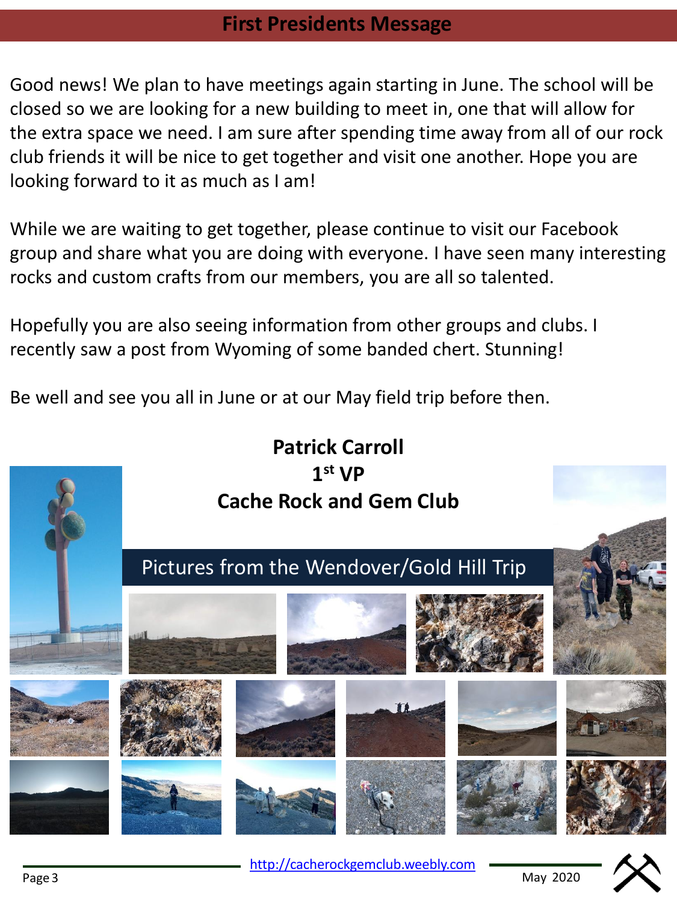## First Presidents Message

Good news! We plan to have meetings again starting in June. The school will be closed so we are looking for a new building to meet in, one that will allow for the extra space we need. I am sure after spending time away from all of our rock club friends it will be nice to get together and visit one another. Hope you are looking forward to it as much as I am!

While we are waiting to get together, please continue to visit our Facebook group and share what you are doing with everyone. I have seen many interesting rocks and custom crafts from our members, you are all so talented.

Hopefully you are also seeing information from other groups and clubs. I recently saw a post from Wyoming of some banded chert. Stunning!

Be well and see you all in June or at our May field trip before then.

**Patrick Carroll**
**1st VP**
**Cache Rock and Gem Club**

## Pictures from the Wendover/Gold Hill Trip

http://cacherockgemclub.weebly.com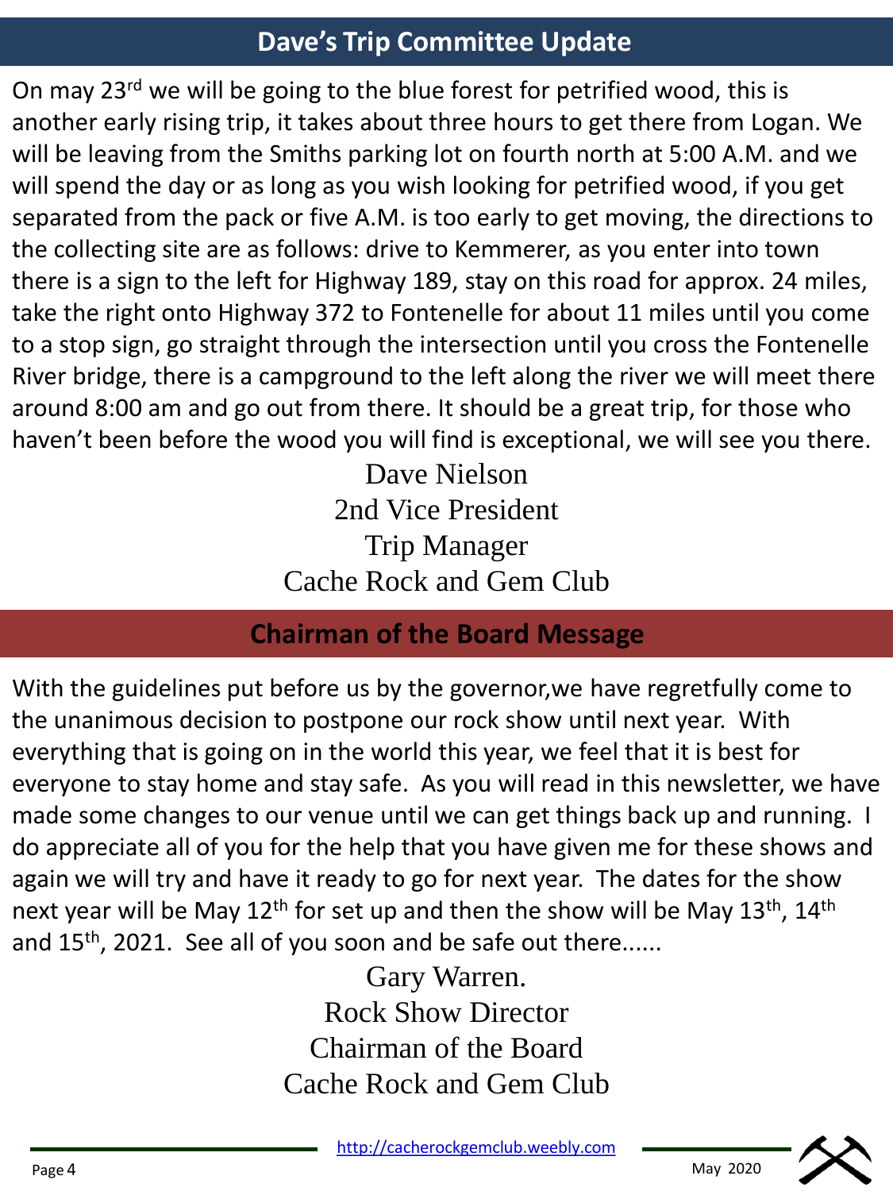## Dave's Trip Committee Update

On may 23rd we will be going to the blue forest for petrified wood, this is another early rising trip, it takes about three hours to get there from Logan. We will be leaving from the Smiths parking lot on fourth north at 5:00 A.M. and we will spend the day or as long as you wish looking for petrified wood, if you get separated from the pack or five A.M. is too early to get moving, the directions to the collecting site are as follows: drive to Kemmerer, as you enter into town there is a sign to the left for Highway 189, stay on this road for approx. 24 miles, take the right onto Highway 372 to Fontenelle for about 11 miles until you come to a stop sign, go straight through the intersection until you cross the Fontenelle River bridge, there is a campground to the left along the river we will meet there around 8:00 am and go out from there. It should be a great trip, for those who haven't been before the wood you will find is exceptional, we will see you there.

Dave Nielson
2nd Vice President
Trip Manager
Cache Rock and Gem Club

## Chairman of the Board Message

With the guidelines put before us by the governor,we have regretfully come to the unanimous decision to postpone our rock show until next year. With everything that is going on in the world this year, we feel that it is best for everyone to stay home and stay safe. As you will read in this newsletter, we have made some changes to our venue until we can get things back up and running. I do appreciate all of you for the help that you have given me for these shows and again we will try and have it ready to go for next year. The dates for the show next year will be May 12th for set up and then the show will be May 13th, 14th and 15th, 2021. See all of you soon and be safe out there......

Gary Warren.
Rock Show Director
Chairman of the Board
Cache Rock and Gem Club

http://cacherockgemclub.weebly.com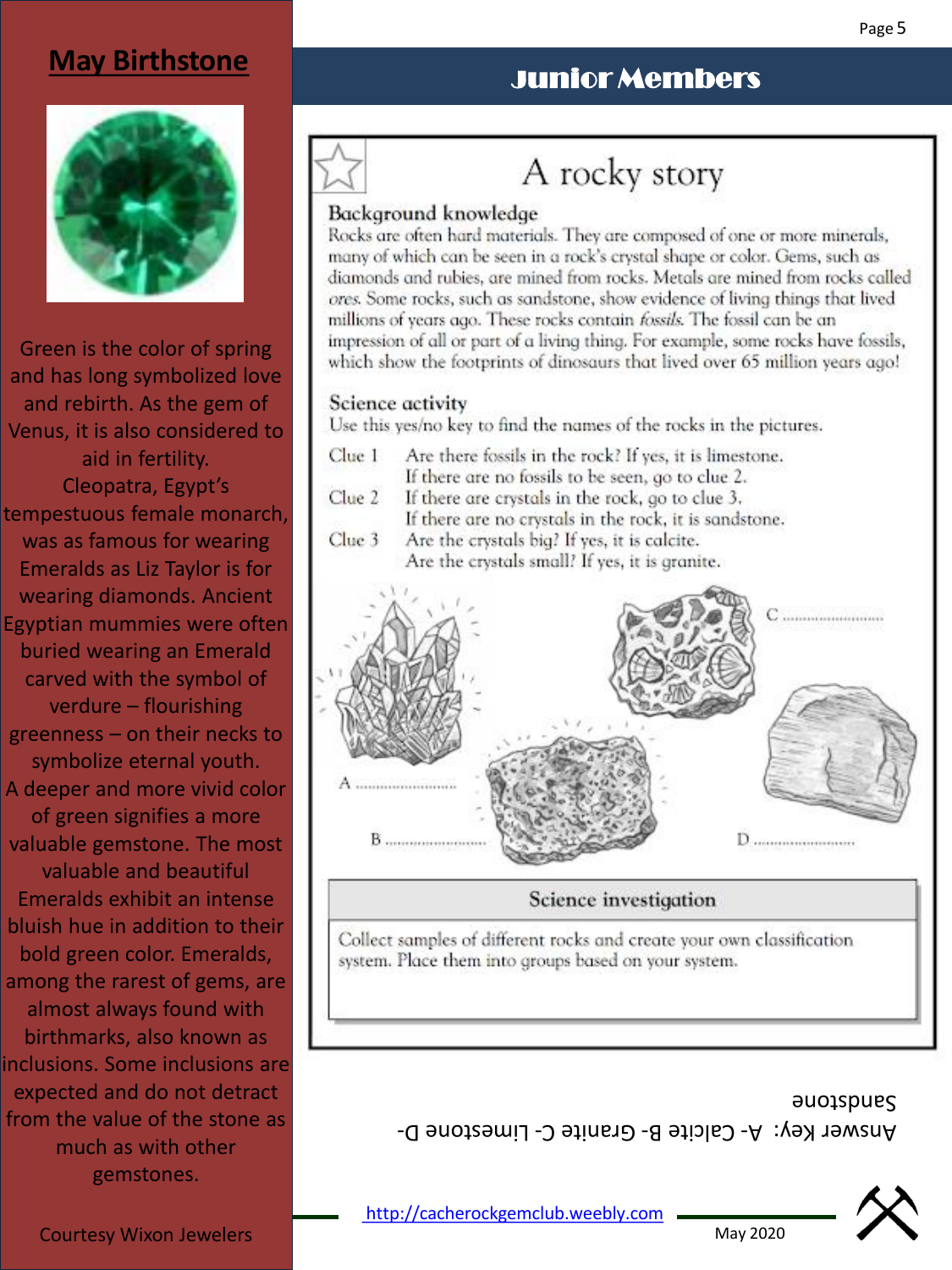## May Birthstone

Green is the color of spring and has long symbolized love and rebirth. As the gem of Venus, it is also considered to aid in fertility. Cleopatra, Egypt's tempestuous female monarch, was as famous for wearing Emeralds as Liz Taylor is for wearing diamonds. Ancient Egyptian mummies were often buried wearing an Emerald carved with the symbol of verdure – flourishing greenness – on their necks to symbolize eternal youth. A deeper and more vivid color of green signifies a more valuable gemstone. The most valuable and beautiful Emeralds exhibit an intense bluish hue in addition to their bold green color. Emeralds, among the rarest of gems, are almost always found with birthmarks, also known as inclusions. Some inclusions are expected and do not detract from the value of the stone as much as with other gemstones.

Courtesy Wixon Jewelers

## Junior Members

### A rocky story

**Background knowledge**

Rocks are often hard materials. They are composed of one or more minerals, many of which can be seen in a rock's crystal shape or color. Gems, such as diamonds and rubies, are mined from rocks. Metals are mined from rocks called *ores*. Some rocks, such as sandstone, show evidence of living things that lived millions of years ago. These rocks contain *fossils*. The fossil can be an impression of all or part of a living thing. For example, some rocks have fossils, which show the footprints of dinosaurs that lived over 65 million years ago!

**Science activity**

Use this yes/no key to find the names of the rocks in the pictures.

- Clue 1 Are there fossils in the rock? If yes, it is limestone. If there are no fossils to be seen, go to clue 2.
- Clue 2 If there are crystals in the rock, go to clue 3. If there are no crystals in the rock, it is sandstone.
- Clue 3 Are the crystals big? If yes, it is calcite. Are the crystals small? If yes, it is granite.

A ..........................

B ..........................

C ..........................

D ..........................

**Science investigation**

Collect samples of different rocks and create your own classification system. Place them into groups based on your system.

Answer Key: A- Calcite B- Granite C- Limestone D- Sandstone

http://cacherockgemclub.weebly.com

May 2020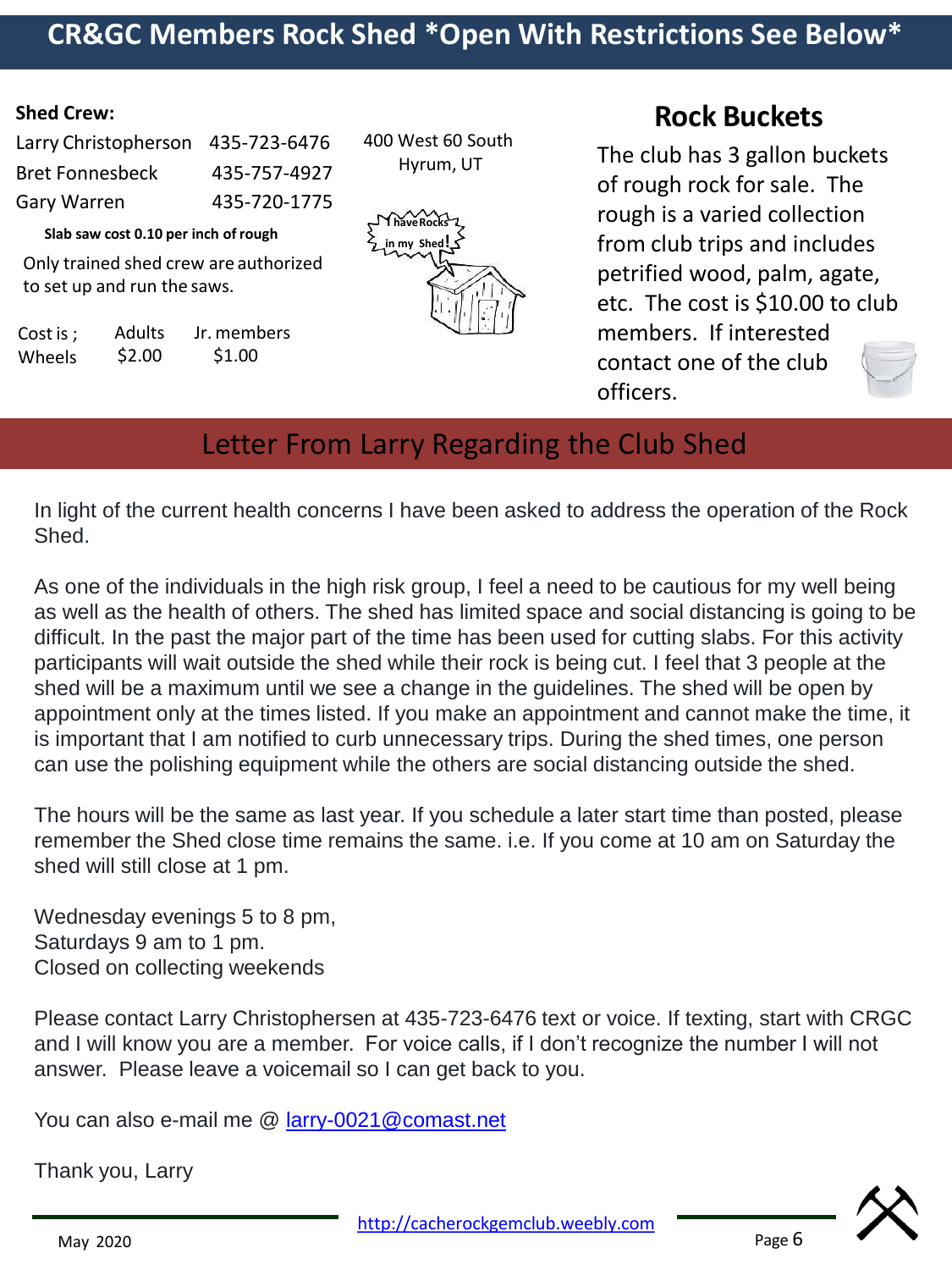# CR&GC Members Rock Shed *Open With Restrictions See Below*

**Shed Crew:**

| | |
|---|---|
| Larry Christopherson | 435-723-6476 |
| Bret Fonnesbeck | 435-757-4927 |
| Gary Warren | 435-720-1775 |

**Slab saw cost 0.10 per inch of rough**

Only trained shed crew are authorized to set up and run the saws.

| Cost is ; | Adults | Jr. members |
|---|---|---|
| Wheels | $2.00 | $1.00 |

400 West 60 South
Hyrum, UT

I have Rocks in my Shed!

## Rock Buckets

The club has 3 gallon buckets of rough rock for sale. The rough is a varied collection from club trips and includes petrified wood, palm, agate, etc. The cost is $10.00 to club members. If interested contact one of the club officers.

## Letter From Larry Regarding the Club Shed

In light of the current health concerns I have been asked to address the operation of the Rock Shed.

As one of the individuals in the high risk group, I feel a need to be cautious for my well being as well as the health of others. The shed has limited space and social distancing is going to be difficult. In the past the major part of the time has been used for cutting slabs. For this activity participants will wait outside the shed while their rock is being cut. I feel that 3 people at the shed will be a maximum until we see a change in the guidelines. The shed will be open by appointment only at the times listed. If you make an appointment and cannot make the time, it is important that I am notified to curb unnecessary trips. During the shed times, one person can use the polishing equipment while the others are social distancing outside the shed.

The hours will be the same as last year. If you schedule a later start time than posted, please remember the Shed close time remains the same. i.e. If you come at 10 am on Saturday the shed will still close at 1 pm.

Wednesday evenings 5 to 8 pm,
Saturdays 9 am to 1 pm.
Closed on collecting weekends

Please contact Larry Christophersen at 435-723-6476 text or voice. If texting, start with CRGC and I will know you are a member. For voice calls, if I don't recognize the number I will not answer. Please leave a voicemail so I can get back to you.

You can also e-mail me @ larry-0021@comast.net

Thank you, Larry

http://cacherockgemclub.weebly.com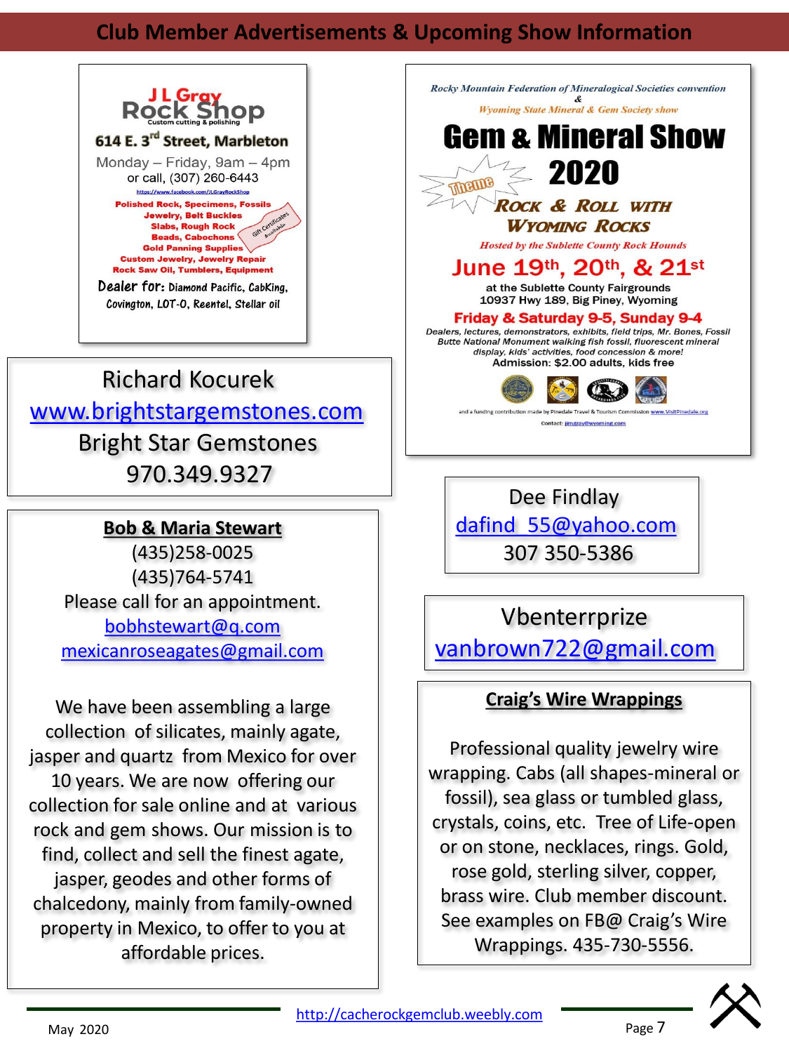## Club Member Advertisements & Upcoming Show Information

**J L Gray Rock Shop**
Custom cutting & polishing

**614 E. 3rd Street, Marbleton**

Monday – Friday, 9am – 4pm
or call, (307) 260-6443

https://www.facebook.com/JLGrayRockShop

Polished Rock, Specimens, Fossils
Jewelry, Belt Buckles
Slabs, Rough Rock
Beads, Cabochons
Gold Panning Supplies
Custom Jewelry, Jewelry Repair
Rock Saw Oil, Tumblers, Equipment

Gift Certificates Available

**Dealer for:** Diamond Pacific, CabKing, Covington, LOT-O, Reentel, Stellar oil

---

Richard Kocurek
www.brightstargemstones.com
Bright Star Gemstones
970.349.9327

---

**Bob & Maria Stewart**
(435)258-0025
(435)764-5741
Please call for an appointment.
bobhstewart@q.com
mexicanroseagates@gmail.com

We have been assembling a large collection of silicates, mainly agate, jasper and quartz from Mexico for over 10 years. We are now offering our collection for sale online and at various rock and gem shows. Our mission is to find, collect and sell the finest agate, jasper, geodes and other forms of chalcedony, mainly from family-owned property in Mexico, to offer to you at affordable prices.

---

*Rocky Mountain Federation of Mineralogical Societies convention*
*&*
*Wyoming State Mineral & Gem Society show*

# Gem & Mineral Show 2020

Theme: **Rock & Roll with Wyoming Rocks**

*Hosted by the Sublette County Rock Hounds*

**June 19th, 20th, & 21st**

at the Sublette County Fairgrounds
10937 Hwy 189, Big Piney, Wyoming

**Friday & Saturday 9-5, Sunday 9-4**

*Dealers, lectures, demonstrators, exhibits, field trips, Mr. Bones, Fossil Butte National Monument walking fish fossil, fluorescent mineral display, kids' activities, food concession & more!*

**Admission: $2.00 adults, kids free**

and a funding contribution made by Pinedale Travel & Tourism Commission www.VisitPinedale.org

Contact: jlmgray@wyoming.com

---

Dee Findlay
dafind_55@yahoo.com
307 350-5386

---

Vbenterrprize
vanbrown722@gmail.com

---

**Craig's Wire Wrappings**

Professional quality jewelry wire wrapping. Cabs (all shapes-mineral or fossil), sea glass or tumbled glass, crystals, coins, etc. Tree of Life-open or on stone, necklaces, rings. Gold, rose gold, sterling silver, copper, brass wire. Club member discount. See examples on FB@ Craig's Wire Wrappings. 435-730-5556.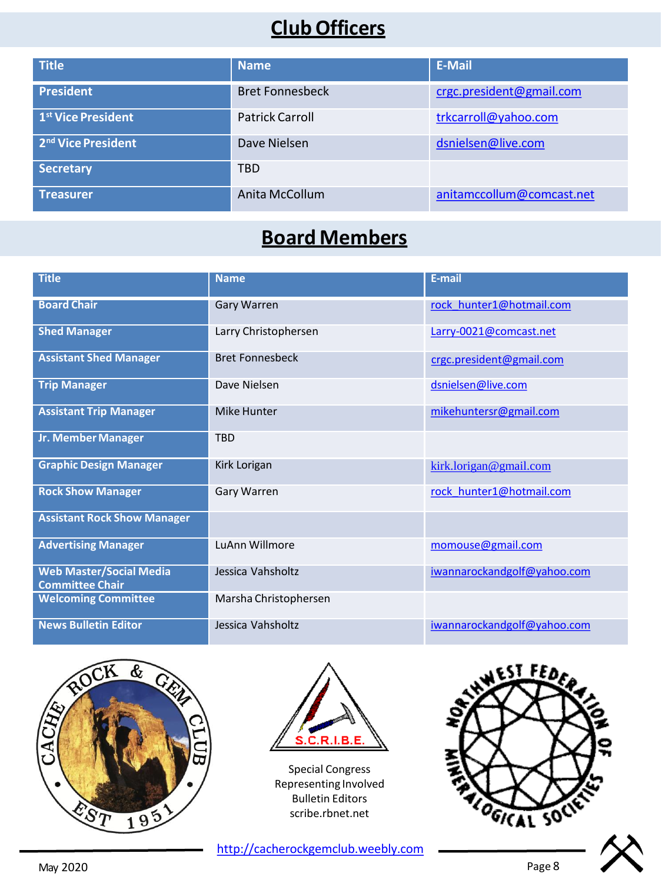## Club Officers

| Title | Name | E-Mail |
|---|---|---|
| President | Bret Fonnesbeck | crgc.president@gmail.com |
| 1st Vice President | Patrick Carroll | trkcarroll@yahoo.com |
| 2nd Vice President | Dave Nielsen | dsnielsen@live.com |
| Secretary | TBD | |
| Treasurer | Anita McCollum | anitamccollum@comcast.net |

## Board Members

| Title | Name | E-mail |
|---|---|---|
| Board Chair | Gary Warren | rock_hunter1@hotmail.com |
| Shed Manager | Larry Christophersen | Larry-0021@comcast.net |
| Assistant Shed Manager | Bret Fonnesbeck | crgc.president@gmail.com |
| Trip Manager | Dave Nielsen | dsnielsen@live.com |
| Assistant Trip Manager | Mike Hunter | mikehuntersr@gmail.com |
| Jr. Member Manager | TBD | |
| Graphic Design Manager | Kirk Lorigan | kirk.lorigan@gmail.com |
| Rock Show Manager | Gary Warren | rock_hunter1@hotmail.com |
| Assistant Rock Show Manager | | |
| Advertising Manager | LuAnn Willmore | momouse@gmail.com |
| Web Master/Social Media Committee Chair | Jessica Vahsholtz | iwannarockandgolf@yahoo.com |
| Welcoming Committee | Marsha Christophersen | |
| News Bulletin Editor | Jessica Vahsholtz | iwannarockandgolf@yahoo.com |

CACHE ROCK & GEM CLUB EST 1951

S.C.R.I.B.E.

Special Congress Representing Involved Bulletin Editors
scribe.rbnet.net

NORTHWEST FEDERATION OF MINERALOGICAL SOCIETIES

http://cacherockgemclub.weebly.com

May 2020